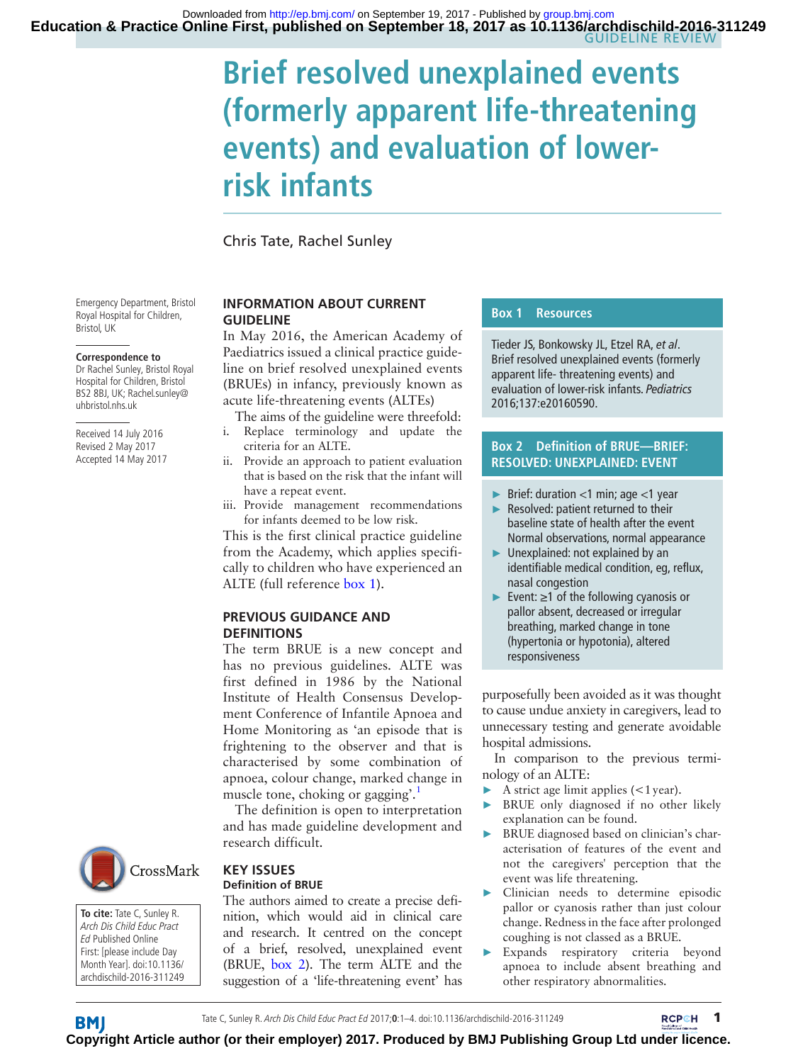GUIDELINE REVIEW

# Brief resolved unexplained events (formerly apparent life-threatening events) and evaluation of lower-risk infants

Chris Tate, Rachel Sunley

Emergency Department, Bristol Royal Hospital for Children, Bristol, UK

**Correspondence to**
Dr Rachel Sunley, Bristol Royal Hospital for Children, Bristol BS2 8BJ, UK; Rachel.sunley@uhbristol.nhs.uk

Received 14 July 2016
Revised 2 May 2017
Accepted 14 May 2017

**To cite:** Tate C, Sunley R. *Arch Dis Child Educ Pract Ed* Published Online First: [please include Day Month Year]. doi:10.1136/archdischild-2016-311249

## INFORMATION ABOUT CURRENT GUIDELINE

In May 2016, the American Academy of Paediatrics issued a clinical practice guideline on brief resolved unexplained events (BRUEs) in infancy, previously known as acute life-threatening events (ALTEs)

The aims of the guideline were threefold:

i. Replace terminology and update the criteria for an ALTE.
ii. Provide an approach to patient evaluation that is based on the risk that the infant will have a repeat event.
iii. Provide management recommendations for infants deemed to be low risk.

This is the first clinical practice guideline from the Academy, which applies specifically to children who have experienced an ALTE (full reference box 1).

## PREVIOUS GUIDANCE AND DEFINITIONS

The term BRUE is a new concept and has no previous guidelines. ALTE was first defined in 1986 by the National Institute of Health Consensus Development Conference of Infantile Apnoea and Home Monitoring as 'an episode that is frightening to the observer and that is characterised by some combination of apnoea, colour change, marked change in muscle tone, choking or gagging'.[1]

The definition is open to interpretation and has made guideline development and research difficult.

## KEY ISSUES

### Definition of BRUE

The authors aimed to create a precise definition, which would aid in clinical care and research. It centred on the concept of a brief, resolved, unexplained event (BRUE, box 2). The term ALTE and the suggestion of a 'life-threatening event' has purposefully been avoided as it was thought to cause undue anxiety in caregivers, lead to unnecessary testing and generate avoidable hospital admissions.

In comparison to the previous terminology of an ALTE:

- A strict age limit applies (<1 year).
- BRUE only diagnosed if no other likely explanation can be found.
- BRUE diagnosed based on clinician's characterisation of features of the event and not the caregivers' perception that the event was life threatening.
- Clinician needs to determine episodic pallor or cyanosis rather than just colour change. Redness in the face after prolonged coughing is not classed as a BRUE.
- Expands respiratory criteria beyond apnoea to include absent breathing and other respiratory abnormalities.

**Box 1 Resources**

Tieder JS, Bonkowsky JL, Etzel RA, *et al*. Brief resolved unexplained events (formerly apparent life- threatening events) and evaluation of lower-risk infants. *Pediatrics* 2016;137:e20160590.

**Box 2 Definition of BRUE—BRIEF: RESOLVED: UNEXPLAINED: EVENT**

- Brief: duration <1 min; age <1 year
- Resolved: patient returned to their baseline state of health after the event Normal observations, normal appearance
- Unexplained: not explained by an identifiable medical condition, eg, reflux, nasal congestion
- Event: ≥1 of the following cyanosis or pallor absent, decreased or irregular breathing, marked change in tone (hypertonia or hypotonia), altered responsiveness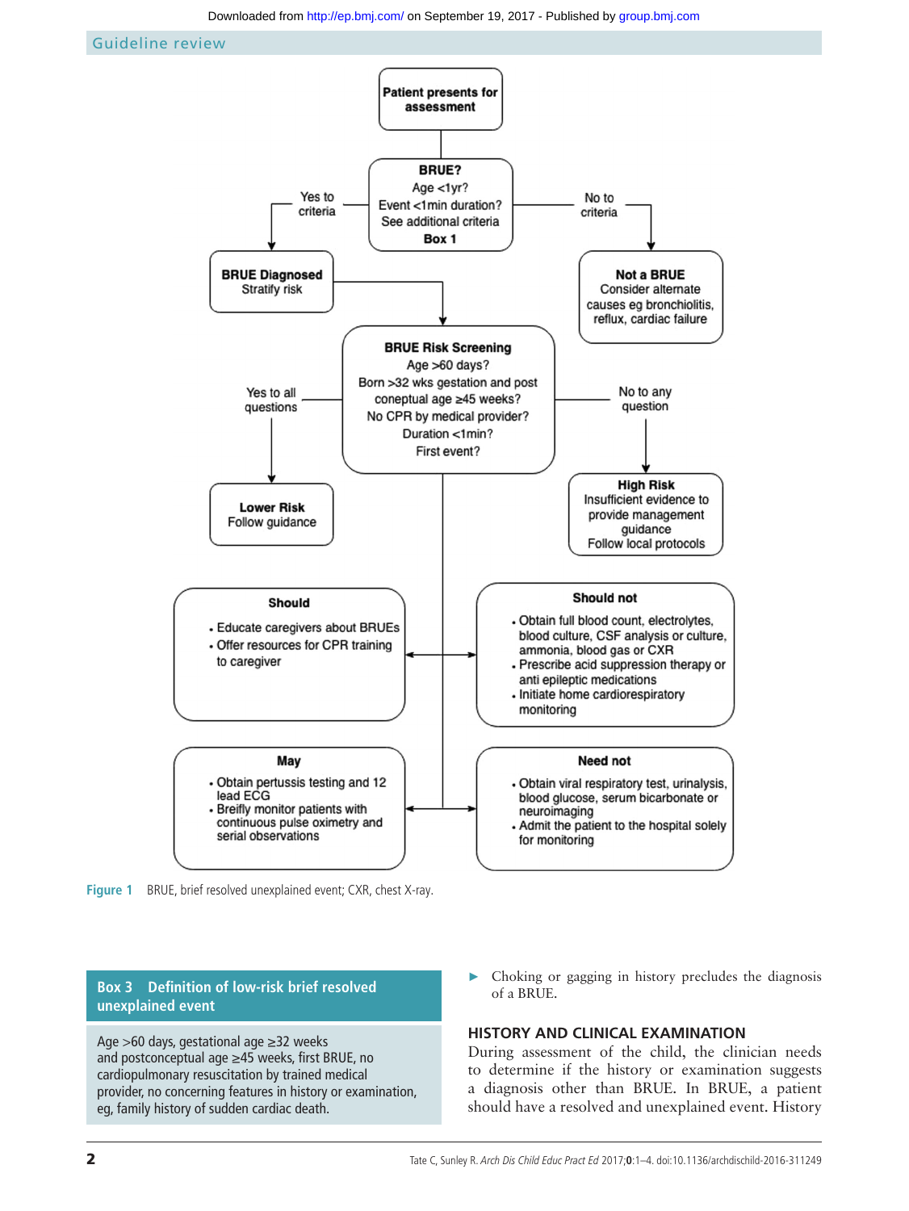**Patient presents for assessment**

**BRUE?**
Age <1yr?
Event <1min duration?
See additional criteria
**Box 1**

Yes to criteria → **BRUE Diagnosed**
Stratify risk

No to criteria → **Not a BRUE**
Consider alternate causes eg bronchiolitis, reflux, cardiac failure

**BRUE Risk Screening**
Age >60 days?
Born >32 wks gestation and post coneptual age ≥45 weeks?
No CPR by medical provider?
Duration <1min?
First event?

Yes to all questions → **Lower Risk**
Follow guidance

No to any question → **High Risk**
Insufficient evidence to provide management guidance
Follow local protocols

**Should**

- Educate caregivers about BRUEs
- Offer resources for CPR training to caregiver

**Should not**

- Obtain full blood count, electrolytes, blood culture, CSF analysis or culture, ammonia, blood gas or CXR
- Prescribe acid suppression therapy or anti epileptic medications
- Initiate home cardiorespiratory monitoring

**May**

- Obtain pertussis testing and 12 lead ECG
- Breifly monitor patients with continuous pulse oximetry and serial observations

**Need not**

- Obtain viral respiratory test, urinalysis, blood glucose, serum bicarbonate or neuroimaging
- Admit the patient to the hospital solely for monitoring

**Figure 1** BRUE, brief resolved unexplained event; CXR, chest X-ray.

**Box 3 Definition of low-risk brief resolved unexplained event**

Age >60 days, gestational age ≥32 weeks and postconceptual age ≥45 weeks, first BRUE, no cardiopulmonary resuscitation by trained medical provider, no concerning features in history or examination, eg, family history of sudden cardiac death.

- Choking or gagging in history precludes the diagnosis of a BRUE.

## HISTORY AND CLINICAL EXAMINATION

During assessment of the child, the clinician needs to determine if the history or examination suggests a diagnosis other than BRUE. In BRUE, a patient should have a resolved and unexplained event. History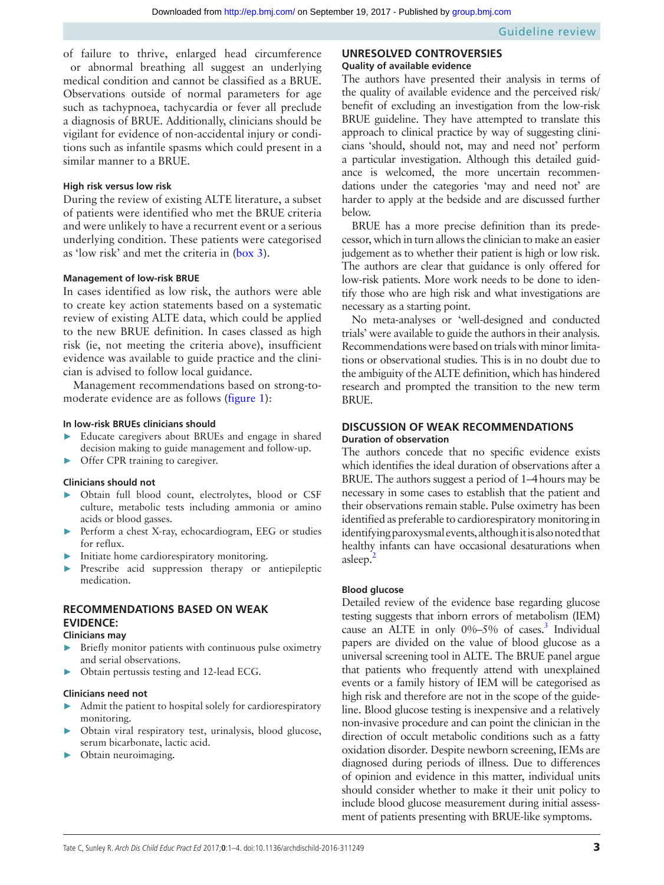of failure to thrive, enlarged head circumference or abnormal breathing all suggest an underlying medical condition and cannot be classified as a BRUE. Observations outside of normal parameters for age such as tachypnoea, tachycardia or fever all preclude a diagnosis of BRUE. Additionally, clinicians should be vigilant for evidence of non-accidental injury or conditions such as infantile spasms which could present in a similar manner to a BRUE.

#### High risk versus low risk

During the review of existing ALTE literature, a subset of patients were identified who met the BRUE criteria and were unlikely to have a recurrent event or a serious underlying condition. These patients were categorised as 'low risk' and met the criteria in (box 3).

#### Management of low-risk BRUE

In cases identified as low risk, the authors were able to create key action statements based on a systematic review of existing ALTE data, which could be applied to the new BRUE definition. In cases classed as high risk (ie, not meeting the criteria above), insufficient evidence was available to guide practice and the clinician is advised to follow local guidance.

Management recommendations based on strong-to-moderate evidence are as follows (figure 1):

#### In low-risk BRUEs clinicians should

- Educate caregivers about BRUEs and engage in shared decision making to guide management and follow-up.
- Offer CPR training to caregiver.

#### Clinicians should not

- Obtain full blood count, electrolytes, blood or CSF culture, metabolic tests including ammonia or amino acids or blood gasses.
- Perform a chest X-ray, echocardiogram, EEG or studies for reflux.
- Initiate home cardiorespiratory monitoring.
- Prescribe acid suppression therapy or antiepileptic medication.

## RECOMMENDATIONS BASED ON WEAK EVIDENCE:

#### Clinicians may

- Briefly monitor patients with continuous pulse oximetry and serial observations.
- Obtain pertussis testing and 12-lead ECG.

#### Clinicians need not

- Admit the patient to hospital solely for cardiorespiratory monitoring.
- Obtain viral respiratory test, urinalysis, blood glucose, serum bicarbonate, lactic acid.
- Obtain neuroimaging.

## UNRESOLVED CONTROVERSIES

#### Quality of available evidence

The authors have presented their analysis in terms of the quality of available evidence and the perceived risk/benefit of excluding an investigation from the low-risk BRUE guideline. They have attempted to translate this approach to clinical practice by way of suggesting clinicians 'should, should not, may and need not' perform a particular investigation. Although this detailed guidance is welcomed, the more uncertain recommendations under the categories 'may and need not' are harder to apply at the bedside and are discussed further below.

BRUE has a more precise definition than its predecessor, which in turn allows the clinician to make an easier judgement as to whether their patient is high or low risk. The authors are clear that guidance is only offered for low-risk patients. More work needs to be done to identify those who are high risk and what investigations are necessary as a starting point.

No meta-analyses or 'well-designed and conducted trials' were available to guide the authors in their analysis. Recommendations were based on trials with minor limitations or observational studies. This is in no doubt due to the ambiguity of the ALTE definition, which has hindered research and prompted the transition to the new term BRUE.

## DISCUSSION OF WEAK RECOMMENDATIONS

#### Duration of observation

The authors concede that no specific evidence exists which identifies the ideal duration of observations after a BRUE. The authors suggest a period of 1–4 hours may be necessary in some cases to establish that the patient and their observations remain stable. Pulse oximetry has been identified as preferable to cardiorespiratory monitoring in identifying paroxysmal events, although it is also noted that healthy infants can have occasional desaturations when asleep.[2]

#### Blood glucose

Detailed review of the evidence base regarding glucose testing suggests that inborn errors of metabolism (IEM) cause an ALTE in only 0%–5% of cases.[3] Individual papers are divided on the value of blood glucose as a universal screening tool in ALTE. The BRUE panel argue that patients who frequently attend with unexplained events or a family history of IEM will be categorised as high risk and therefore are not in the scope of the guideline. Blood glucose testing is inexpensive and a relatively non-invasive procedure and can point the clinician in the direction of occult metabolic conditions such as a fatty oxidation disorder. Despite newborn screening, IEMs are diagnosed during periods of illness. Due to differences of opinion and evidence in this matter, individual units should consider whether to make it their unit policy to include blood glucose measurement during initial assessment of patients presenting with BRUE-like symptoms.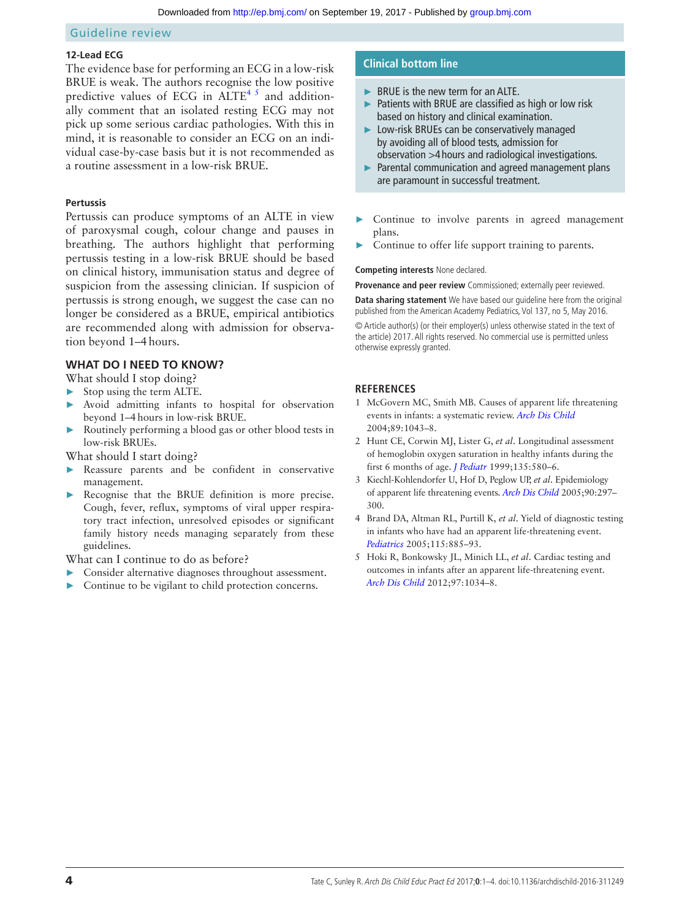### 12-Lead ECG

The evidence base for performing an ECG in a low-risk BRUE is weak. The authors recognise the low positive predictive values of ECG in ALTE[4 5] and additionally comment that an isolated resting ECG may not pick up some serious cardiac pathologies. With this in mind, it is reasonable to consider an ECG on an individual case-by-case basis but it is not recommended as a routine assessment in a low-risk BRUE.

### Pertussis

Pertussis can produce symptoms of an ALTE in view of paroxysmal cough, colour change and pauses in breathing. The authors highlight that performing pertussis testing in a low-risk BRUE should be based on clinical history, immunisation status and degree of suspicion from the assessing clinician. If suspicion of pertussis is strong enough, we suggest the case can no longer be considered as a BRUE, empirical antibiotics are recommended along with admission for observation beyond 1–4 hours.

## WHAT DO I NEED TO KNOW?

What should I stop doing?

- Stop using the term ALTE.
- Avoid admitting infants to hospital for observation beyond 1–4 hours in low-risk BRUE.
- Routinely performing a blood gas or other blood tests in low-risk BRUEs.

What should I start doing?

- Reassure parents and be confident in conservative management.
- Recognise that the BRUE definition is more precise. Cough, fever, reflux, symptoms of viral upper respiratory tract infection, unresolved episodes or significant family history needs managing separately from these guidelines.

What can I continue to do as before?

- Consider alternative diagnoses throughout assessment.
- Continue to be vigilant to child protection concerns.
- Continue to involve parents in agreed management plans.
- Continue to offer life support training to parents.

> **Clinical bottom line**
>
> - BRUE is the new term for an ALTE.
> - Patients with BRUE are classified as high or low risk based on history and clinical examination.
> - Low-risk BRUEs can be conservatively managed by avoiding all of blood tests, admission for observation >4 hours and radiological investigations.
> - Parental communication and agreed management plans are paramount in successful treatment.

**Competing interests** None declared.

**Provenance and peer review** Commissioned; externally peer reviewed.

**Data sharing statement** We have based our guideline here from the original published from the American Academy Pediatrics, Vol 137, no 5, May 2016.

© Article author(s) (or their employer(s) unless otherwise stated in the text of the article) 2017. All rights reserved. No commercial use is permitted unless otherwise expressly granted.

## REFERENCES

1. McGovern MC, Smith MB. Causes of apparent life threatening events in infants: a systematic review. *Arch Dis Child* 2004;89:1043–8.
2. Hunt CE, Corwin MJ, Lister G, *et al*. Longitudinal assessment of hemoglobin oxygen saturation in healthy infants during the first 6 months of age. *J Pediatr* 1999;135:580–6.
3. Kiechl-Kohlendorfer U, Hof D, Peglow UP, *et al*. Epidemiology of apparent life threatening events. *Arch Dis Child* 2005;90:297–300.
4. Brand DA, Altman RL, Purtill K, *et al*. Yield of diagnostic testing in infants who have had an apparent life-threatening event. *Pediatrics* 2005;115:885–93.
5. Hoki R, Bonkowsky JL, Minich LL, *et al*. Cardiac testing and outcomes in infants after an apparent life-threatening event. *Arch Dis Child* 2012;97:1034–8.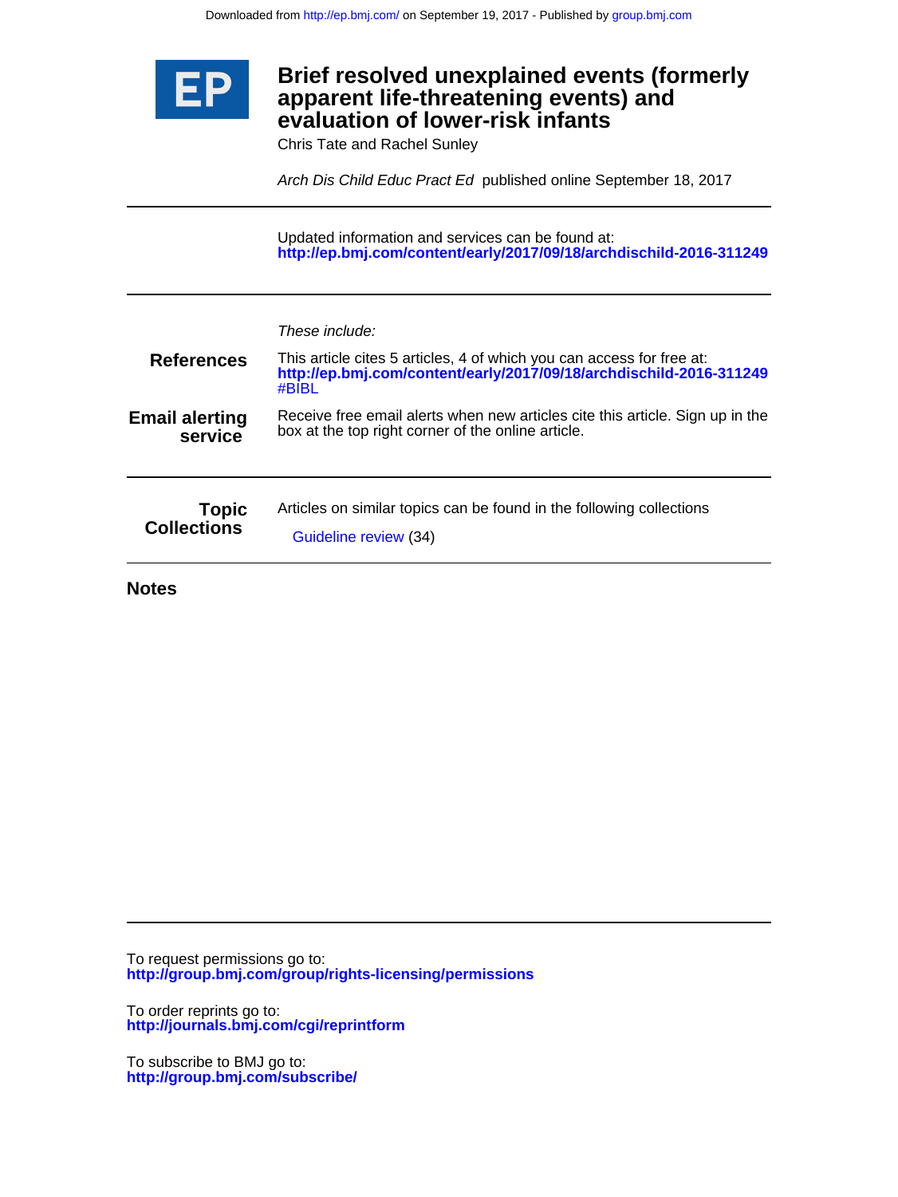# Brief resolved unexplained events (formerly apparent life-threatening events) and evaluation of lower-risk infants

Chris Tate and Rachel Sunley

*Arch Dis Child Educ Pract Ed* published online September 18, 2017

Updated information and services can be found at:
**http://ep.bmj.com/content/early/2017/09/18/archdischild-2016-311249**

*These include:*

**References**

This article cites 5 articles, 4 of which you can access for free at:
**http://ep.bmj.com/content/early/2017/09/18/archdischild-2016-311249#BIBL**

**Email alerting service**

Receive free email alerts when new articles cite this article. Sign up in the box at the top right corner of the online article.

**Topic Collections**

Articles on similar topics can be found in the following collections

Guideline review (34)

## Notes

To request permissions go to:
**http://group.bmj.com/group/rights-licensing/permissions**

To order reprints go to:
**http://journals.bmj.com/cgi/reprintform**

To subscribe to BMJ go to:
**http://group.bmj.com/subscribe/**